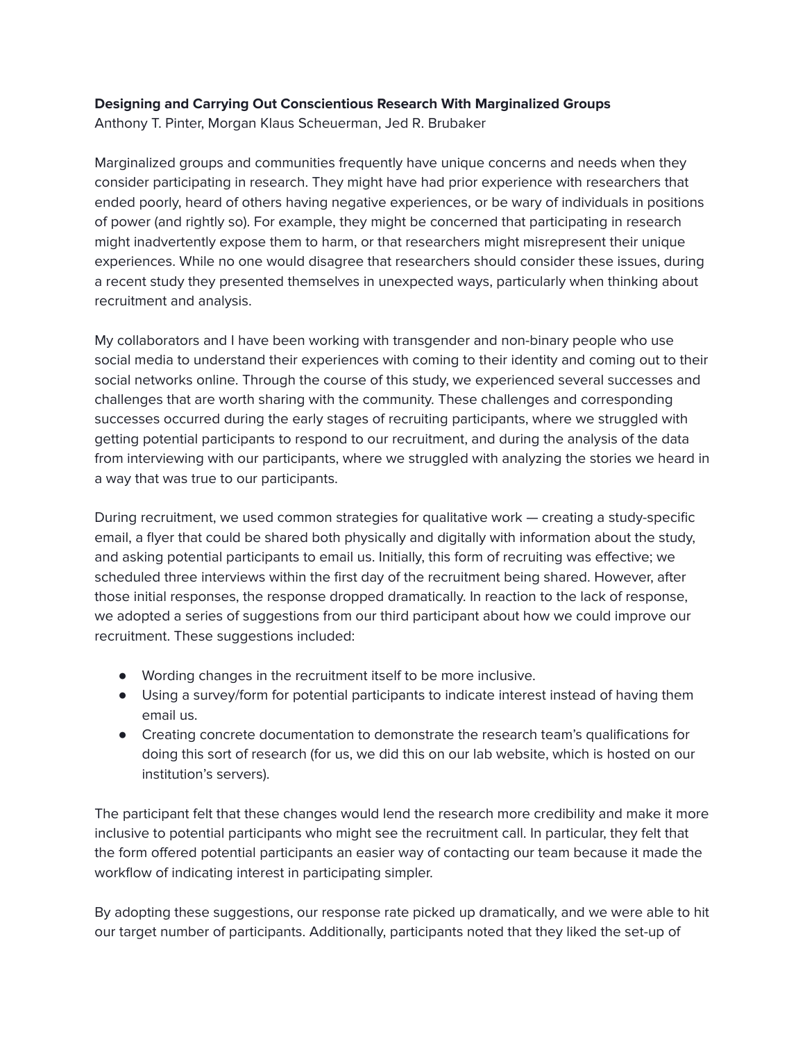**Designing and Carrying Out Conscientious Research With Marginalized Groups**

Anthony T. Pinter, Morgan Klaus Scheuerman, Jed R. Brubaker

Marginalized groups and communities frequently have unique concerns and needs when they consider participating in research. They might have had prior experience with researchers that ended poorly, heard of others having negative experiences, or be wary of individuals in positions of power (and rightly so). For example, they might be concerned that participating in research might inadvertently expose them to harm, or that researchers might misrepresent their unique experiences. While no one would disagree that researchers should consider these issues, during a recent study they presented themselves in unexpected ways, particularly when thinking about recruitment and analysis.

My collaborators and I have been working with transgender and non-binary people who use social media to understand their experiences with coming to their identity and coming out to their social networks online. Through the course of this study, we experienced several successes and challenges that are worth sharing with the community. These challenges and corresponding successes occurred during the early stages of recruiting participants, where we struggled with getting potential participants to respond to our recruitment, and during the analysis of the data from interviewing with our participants, where we struggled with analyzing the stories we heard in a way that was true to our participants.

During recruitment, we used common strategies for qualitative work — creating a study-specific email, a flyer that could be shared both physically and digitally with information about the study, and asking potential participants to email us. Initially, this form of recruiting was effective; we scheduled three interviews within the first day of the recruitment being shared. However, after those initial responses, the response dropped dramatically. In reaction to the lack of response, we adopted a series of suggestions from our third participant about how we could improve our recruitment. These suggestions included:

- Wording changes in the recruitment itself to be more inclusive.
- Using a survey/form for potential participants to indicate interest instead of having them email us.
- Creating concrete documentation to demonstrate the research team's qualifications for doing this sort of research (for us, we did this on our lab website, which is hosted on our institution's servers).

The participant felt that these changes would lend the research more credibility and make it more inclusive to potential participants who might see the recruitment call. In particular, they felt that the form offered potential participants an easier way of contacting our team because it made the workflow of indicating interest in participating simpler.

By adopting these suggestions, our response rate picked up dramatically, and we were able to hit our target number of participants. Additionally, participants noted that they liked the set-up of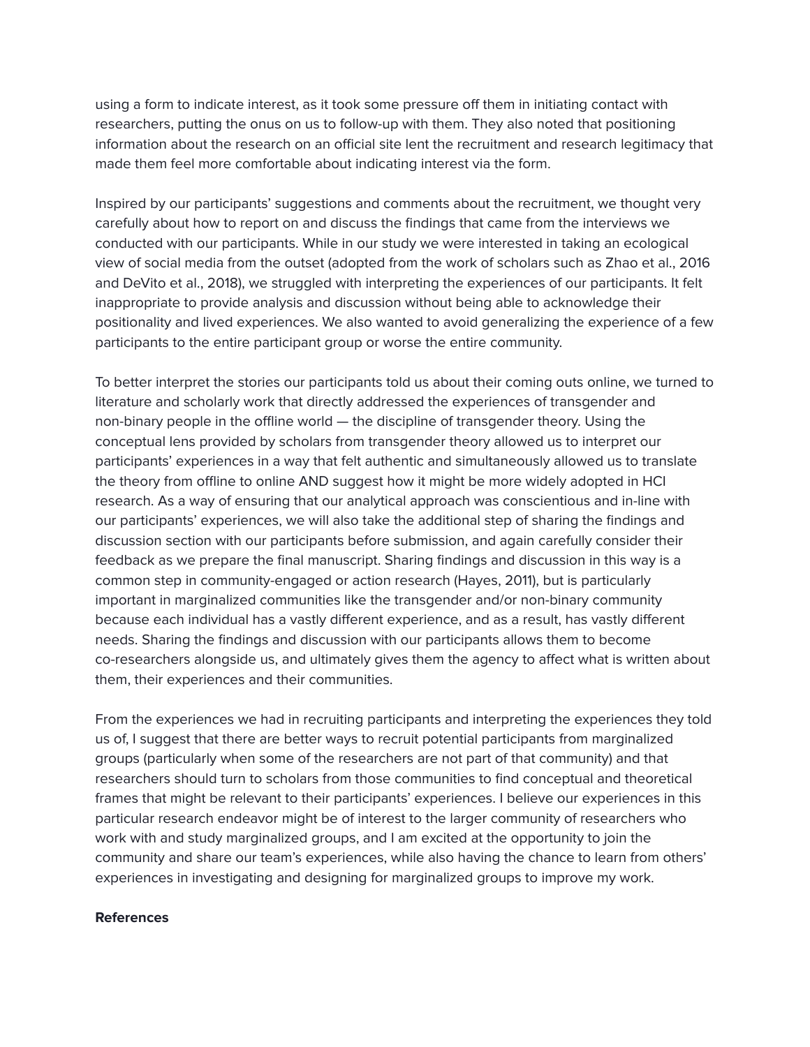using a form to indicate interest, as it took some pressure off them in initiating contact with researchers, putting the onus on us to follow-up with them. They also noted that positioning information about the research on an official site lent the recruitment and research legitimacy that made them feel more comfortable about indicating interest via the form.

Inspired by our participants' suggestions and comments about the recruitment, we thought very carefully about how to report on and discuss the findings that came from the interviews we conducted with our participants. While in our study we were interested in taking an ecological view of social media from the outset (adopted from the work of scholars such as Zhao et al., 2016 and DeVito et al., 2018), we struggled with interpreting the experiences of our participants. It felt inappropriate to provide analysis and discussion without being able to acknowledge their positionality and lived experiences. We also wanted to avoid generalizing the experience of a few participants to the entire participant group or worse the entire community.

To better interpret the stories our participants told us about their coming outs online, we turned to literature and scholarly work that directly addressed the experiences of transgender and non-binary people in the offline world — the discipline of transgender theory. Using the conceptual lens provided by scholars from transgender theory allowed us to interpret our participants' experiences in a way that felt authentic and simultaneously allowed us to translate the theory from offline to online AND suggest how it might be more widely adopted in HCI research. As a way of ensuring that our analytical approach was conscientious and in-line with our participants' experiences, we will also take the additional step of sharing the findings and discussion section with our participants before submission, and again carefully consider their feedback as we prepare the final manuscript. Sharing findings and discussion in this way is a common step in community-engaged or action research (Hayes, 2011), but is particularly important in marginalized communities like the transgender and/or non-binary community because each individual has a vastly different experience, and as a result, has vastly different needs. Sharing the findings and discussion with our participants allows them to become co-researchers alongside us, and ultimately gives them the agency to affect what is written about them, their experiences and their communities.

From the experiences we had in recruiting participants and interpreting the experiences they told us of, I suggest that there are better ways to recruit potential participants from marginalized groups (particularly when some of the researchers are not part of that community) and that researchers should turn to scholars from those communities to find conceptual and theoretical frames that might be relevant to their participants' experiences. I believe our experiences in this particular research endeavor might be of interest to the larger community of researchers who work with and study marginalized groups, and I am excited at the opportunity to join the community and share our team's experiences, while also having the chance to learn from others' experiences in investigating and designing for marginalized groups to improve my work.

**References**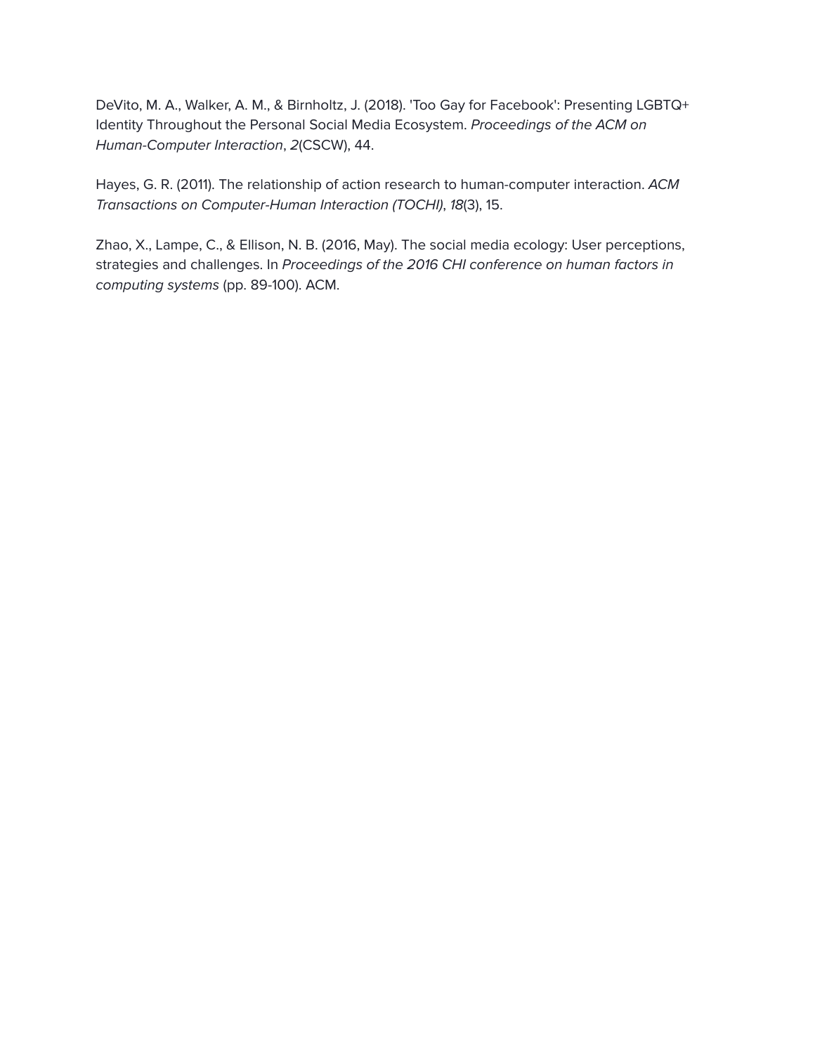DeVito, M. A., Walker, A. M., & Birnholtz, J. (2018). 'Too Gay for Facebook': Presenting LGBTQ+ Identity Throughout the Personal Social Media Ecosystem. *Proceedings of the ACM on Human-Computer Interaction*, *2*(CSCW), 44.

Hayes, G. R. (2011). The relationship of action research to human-computer interaction. *ACM Transactions on Computer-Human Interaction (TOCHI)*, *18*(3), 15.

Zhao, X., Lampe, C., & Ellison, N. B. (2016, May). The social media ecology: User perceptions, strategies and challenges. In *Proceedings of the 2016 CHI conference on human factors in computing systems* (pp. 89-100). ACM.